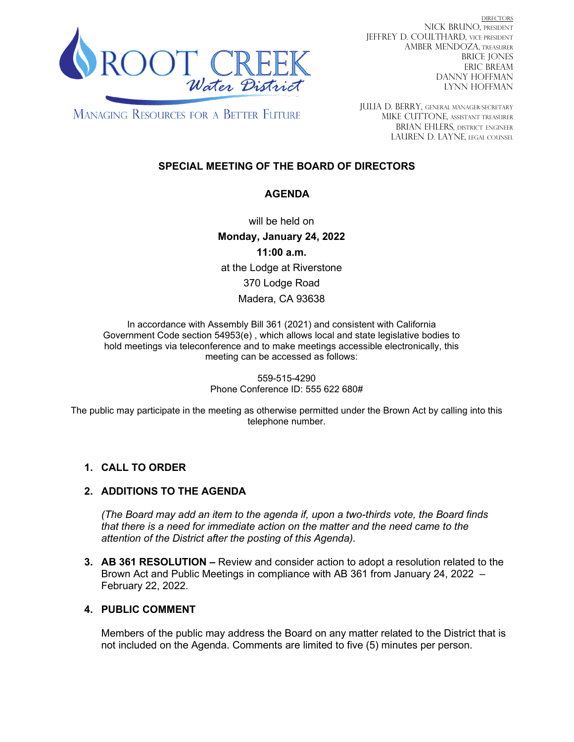ROOT CREEK Water District

MANAGING RESOURCES FOR A BETTER FUTURE

DIRECTORS
NICK BRUNO, PRESIDENT
JEFFREY D. COULTHARD, VICE PRESIDENT
AMBER MENDOZA, TREASURER
BRICE JONES
ERIC BREAM
DANNY HOFFMAN
LYNN HOFFMAN

JULIA D. BERRY, GENERAL MANAGER/SECRETARY
MIKE CUTTONE, ASSISTANT TREASURER
BRIAN EHLERS, DISTRICT ENGINEER
LAUREN D. LAYNE, LEGAL COUNSEL

# SPECIAL MEETING OF THE BOARD OF DIRECTORS

## AGENDA

will be held on
**Monday, January 24, 2022**
**11:00 a.m.**
at the Lodge at Riverstone
370 Lodge Road
Madera, CA 93638

In accordance with Assembly Bill 361 (2021) and consistent with California Government Code section 54953(e) , which allows local and state legislative bodies to hold meetings via teleconference and to make meetings accessible electronically, this meeting can be accessed as follows:

559-515-4290
Phone Conference ID: 555 622 680#

The public may participate in the meeting as otherwise permitted under the Brown Act by calling into this telephone number.

1. **CALL TO ORDER**

2. **ADDITIONS TO THE AGENDA**

   *(The Board may add an item to the agenda if, upon a two-thirds vote, the Board finds that there is a need for immediate action on the matter and the need came to the attention of the District after the posting of this Agenda).*

3. **AB 361 RESOLUTION –** Review and consider action to adopt a resolution related to the Brown Act and Public Meetings in compliance with AB 361 from January 24, 2022 – February 22, 2022.

4. **PUBLIC COMMENT**

   Members of the public may address the Board on any matter related to the District that is not included on the Agenda. Comments are limited to five (5) minutes per person.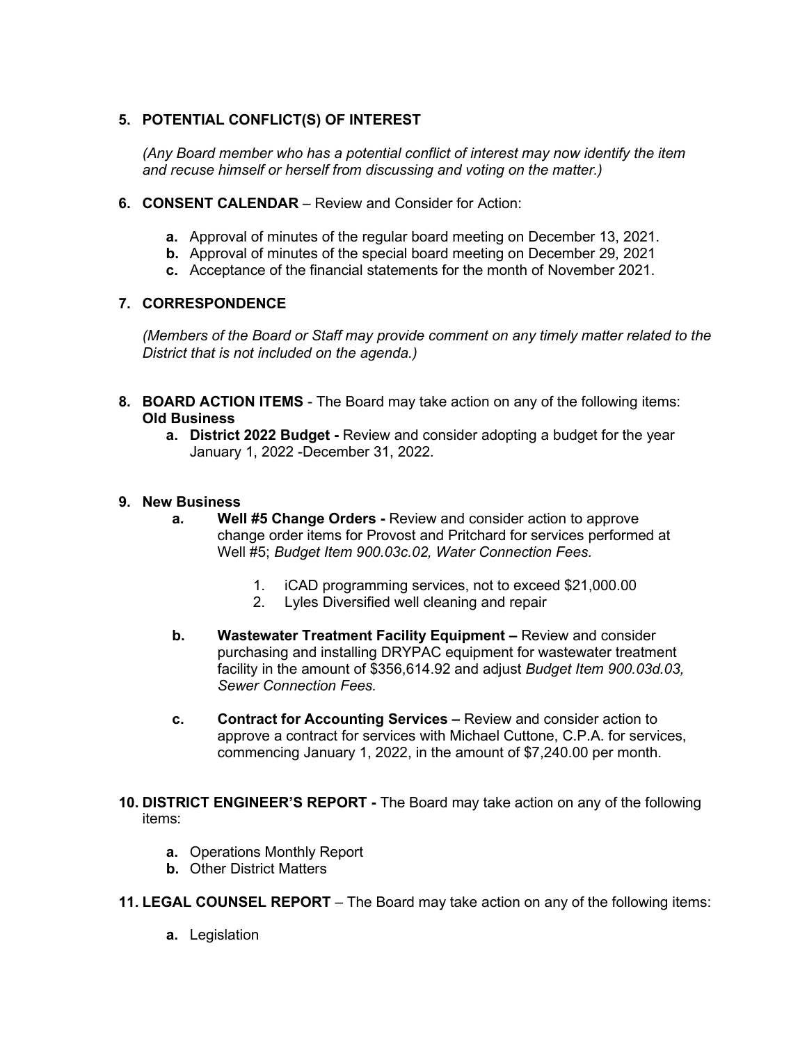**5. POTENTIAL CONFLICT(S) OF INTEREST**

*(Any Board member who has a potential conflict of interest may now identify the item and recuse himself or herself from discussing and voting on the matter.)*

**6. CONSENT CALENDAR** – Review and Consider for Action:

- **a.** Approval of minutes of the regular board meeting on December 13, 2021.
- **b.** Approval of minutes of the special board meeting on December 29, 2021
- **c.** Acceptance of the financial statements for the month of November 2021.

**7. CORRESPONDENCE**

*(Members of the Board or Staff may provide comment on any timely matter related to the District that is not included on the agenda.)*

**8. BOARD ACTION ITEMS** - The Board may take action on any of the following items:
**Old Business**

- **a. District 2022 Budget -** Review and consider adopting a budget for the year January 1, 2022 -December 31, 2022.

**9. New Business**

- **a. Well #5 Change Orders -** Review and consider action to approve change order items for Provost and Pritchard for services performed at Well #5; *Budget Item 900.03c.02, Water Connection Fees.*

  1. iCAD programming services, not to exceed $21,000.00
  2. Lyles Diversified well cleaning and repair

- **b. Wastewater Treatment Facility Equipment –** Review and consider purchasing and installing DRYPAC equipment for wastewater treatment facility in the amount of $356,614.92 and adjust *Budget Item 900.03d.03, Sewer Connection Fees.*

- **c. Contract for Accounting Services –** Review and consider action to approve a contract for services with Michael Cuttone, C.P.A. for services, commencing January 1, 2022, in the amount of $7,240.00 per month.

**10. DISTRICT ENGINEER'S REPORT -** The Board may take action on any of the following items:

- **a.** Operations Monthly Report
- **b.** Other District Matters

**11. LEGAL COUNSEL REPORT** – The Board may take action on any of the following items:

- **a.** Legislation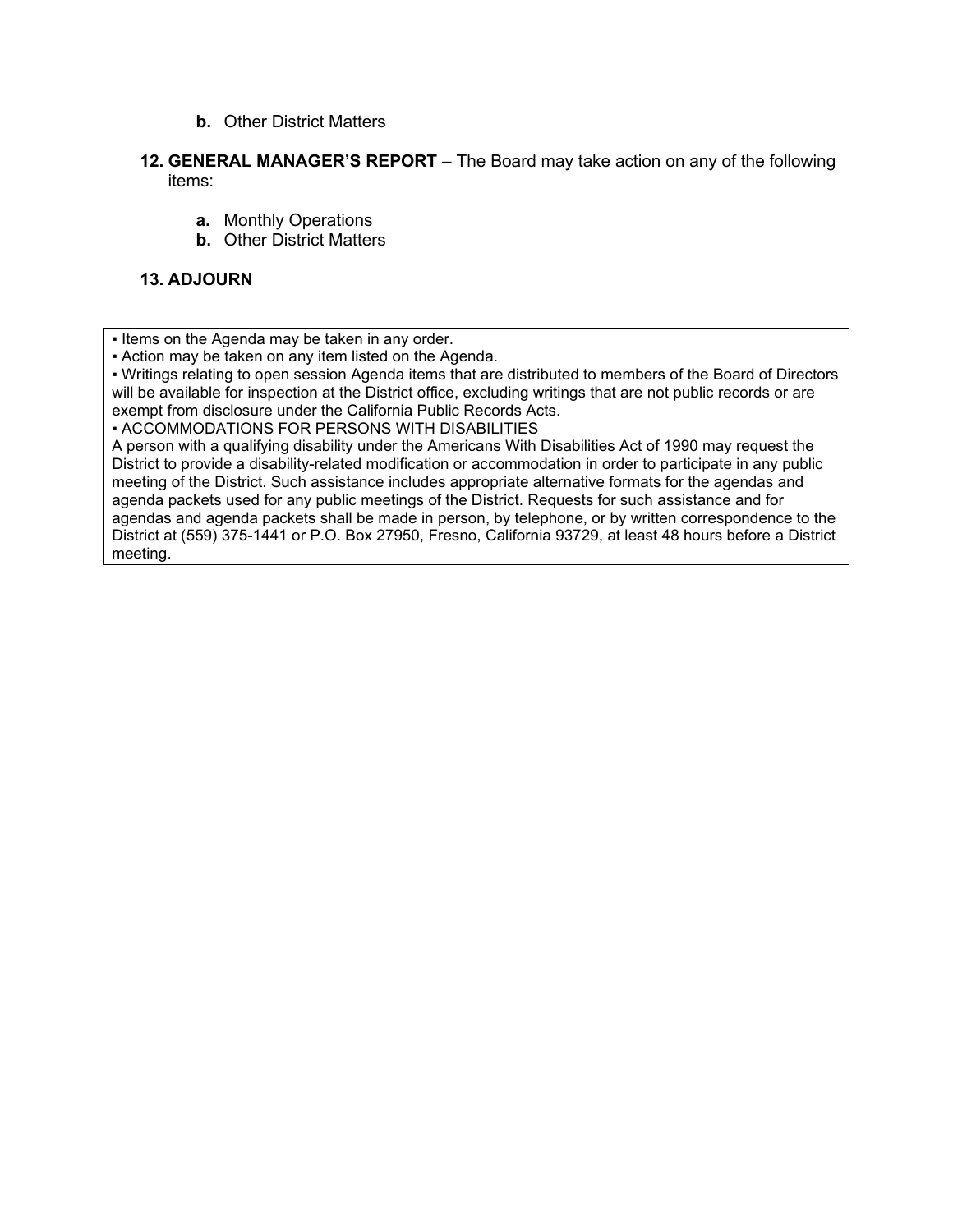**b.** Other District Matters

**12. GENERAL MANAGER'S REPORT** – The Board may take action on any of the following items:

**a.** Monthly Operations
**b.** Other District Matters

**13. ADJOURN**

▪ Items on the Agenda may be taken in any order.
▪ Action may be taken on any item listed on the Agenda.
▪ Writings relating to open session Agenda items that are distributed to members of the Board of Directors will be available for inspection at the District office, excluding writings that are not public records or are exempt from disclosure under the California Public Records Acts.
▪ ACCOMMODATIONS FOR PERSONS WITH DISABILITIES
A person with a qualifying disability under the Americans With Disabilities Act of 1990 may request the District to provide a disability-related modification or accommodation in order to participate in any public meeting of the District. Such assistance includes appropriate alternative formats for the agendas and agenda packets used for any public meetings of the District. Requests for such assistance and for agendas and agenda packets shall be made in person, by telephone, or by written correspondence to the District at (559) 375-1441 or P.O. Box 27950, Fresno, California 93729, at least 48 hours before a District meeting.